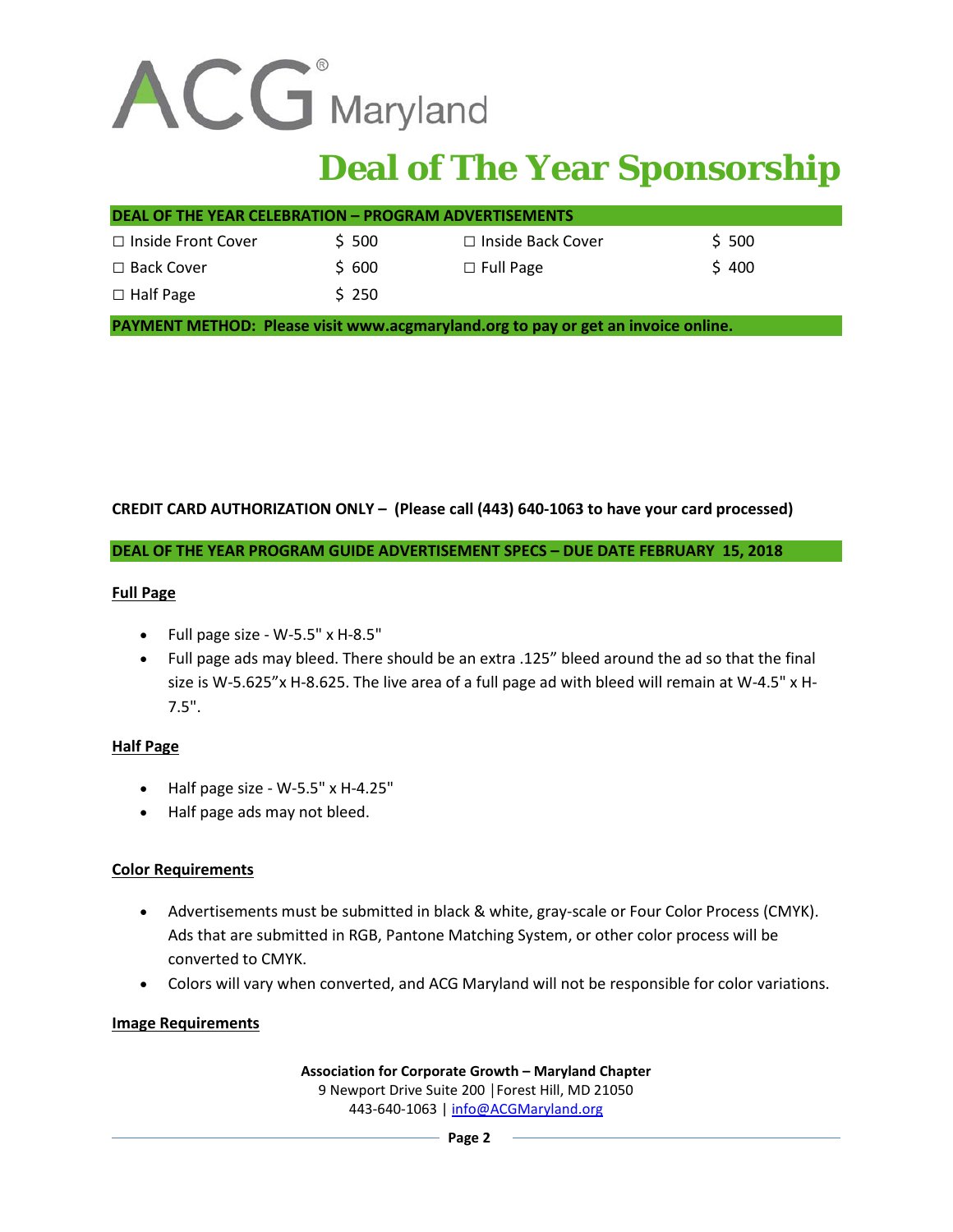ACG® Maryland

# Deal of The Year Sponsorship

| DEAL OF THE YEAR CELEBRATION – PROGRAM ADVERTISEMENTS | | | |
|---|---|---|---|
| ☐ Inside Front Cover | $ 500 | ☐ Inside Back Cover | $ 500 |
| ☐ Back Cover | $ 600 | ☐ Full Page | $ 400 |
| ☐ Half Page | $ 250 | | |

**PAYMENT METHOD: Please visit www.acgmaryland.org to pay or get an invoice online.**

**CREDIT CARD AUTHORIZATION ONLY – (Please call (443) 640-1063 to have your card processed)**

**DEAL OF THE YEAR PROGRAM GUIDE ADVERTISEMENT SPECS – DUE DATE FEBRUARY 15, 2018**

**Full Page**

- Full page size - W-5.5" x H-8.5"
- Full page ads may bleed. There should be an extra .125" bleed around the ad so that the final size is W-5.625"x H-8.625. The live area of a full page ad with bleed will remain at W-4.5" x H-7.5".

**Half Page**

- Half page size - W-5.5" x H-4.25"
- Half page ads may not bleed.

**Color Requirements**

- Advertisements must be submitted in black & white, gray-scale or Four Color Process (CMYK). Ads that are submitted in RGB, Pantone Matching System, or other color process will be converted to CMYK.
- Colors will vary when converted, and ACG Maryland will not be responsible for color variations.

**Image Requirements**

**Association for Corporate Growth – Maryland Chapter**
9 Newport Drive Suite 200 │Forest Hill, MD 21050
443-640-1063 | info@ACGMaryland.org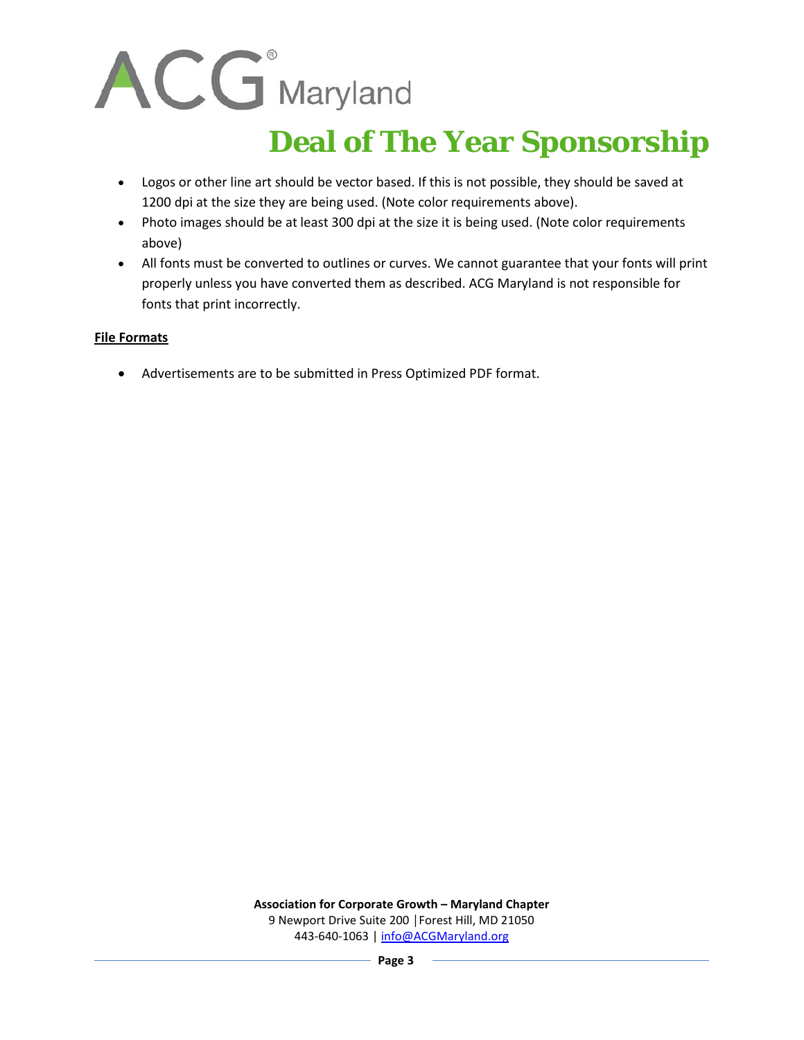- Logos or other line art should be vector based. If this is not possible, they should be saved at 1200 dpi at the size they are being used. (Note color requirements above).
- Photo images should be at least 300 dpi at the size it is being used. (Note color requirements above)
- All fonts must be converted to outlines or curves. We cannot guarantee that your fonts will print properly unless you have converted them as described. ACG Maryland is not responsible for fonts that print incorrectly.

**File Formats**

- Advertisements are to be submitted in Press Optimized PDF format.